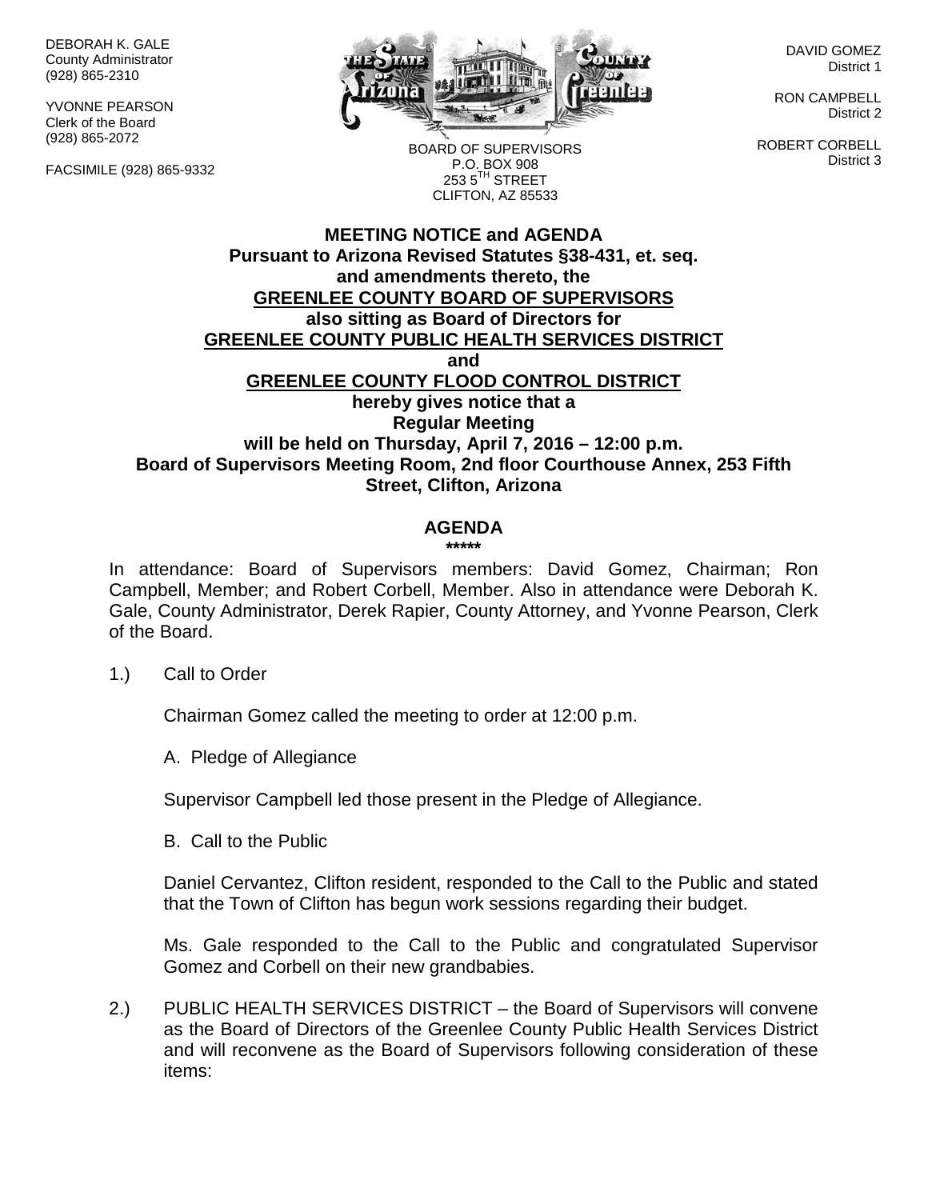DEBORAH K. GALE
County Administrator
(928) 865-2310

YVONNE PEARSON
Clerk of the Board
(928) 865-2072

FACSIMILE (928) 865-9332

BOARD OF SUPERVISORS
P.O. BOX 908
253 5TH STREET
CLIFTON, AZ 85533

DAVID GOMEZ
District 1

RON CAMPBELL
District 2

ROBERT CORBELL
District 3

**MEETING NOTICE and AGENDA**
**Pursuant to Arizona Revised Statutes §38-431, et. seq.**
**and amendments thereto, the**
**GREENLEE COUNTY BOARD OF SUPERVISORS**
**also sitting as Board of Directors for**
**GREENLEE COUNTY PUBLIC HEALTH SERVICES DISTRICT**
**and**
**GREENLEE COUNTY FLOOD CONTROL DISTRICT**
**hereby gives notice that a**
**Regular Meeting**
**will be held on Thursday, April 7, 2016 – 12:00 p.m.**
**Board of Supervisors Meeting Room, 2nd floor Courthouse Annex, 253 Fifth Street, Clifton, Arizona**

## AGENDA

*****

In attendance: Board of Supervisors members: David Gomez, Chairman; Ron Campbell, Member; and Robert Corbell, Member. Also in attendance were Deborah K. Gale, County Administrator, Derek Rapier, County Attorney, and Yvonne Pearson, Clerk of the Board.

1.) Call to Order

Chairman Gomez called the meeting to order at 12:00 p.m.

A. Pledge of Allegiance

Supervisor Campbell led those present in the Pledge of Allegiance.

B. Call to the Public

Daniel Cervantez, Clifton resident, responded to the Call to the Public and stated that the Town of Clifton has begun work sessions regarding their budget.

Ms. Gale responded to the Call to the Public and congratulated Supervisor Gomez and Corbell on their new grandbabies.

2.) PUBLIC HEALTH SERVICES DISTRICT – the Board of Supervisors will convene as the Board of Directors of the Greenlee County Public Health Services District and will reconvene as the Board of Supervisors following consideration of these items: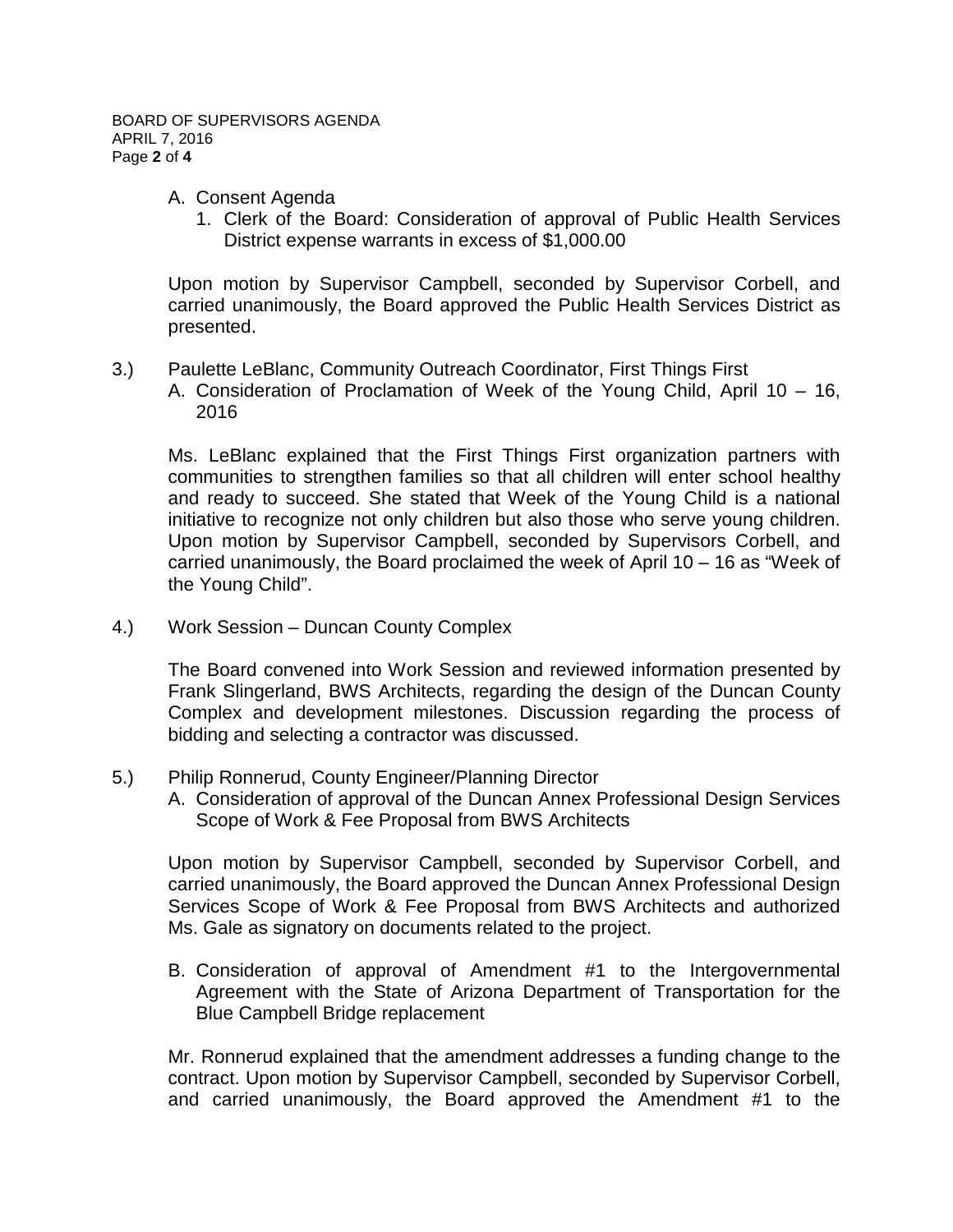A. Consent Agenda
   1. Clerk of the Board: Consideration of approval of Public Health Services District expense warrants in excess of $1,000.00

Upon motion by Supervisor Campbell, seconded by Supervisor Corbell, and carried unanimously, the Board approved the Public Health Services District as presented.

3.) Paulette LeBlanc, Community Outreach Coordinator, First Things First
   A. Consideration of Proclamation of Week of the Young Child, April 10 – 16, 2016

Ms. LeBlanc explained that the First Things First organization partners with communities to strengthen families so that all children will enter school healthy and ready to succeed. She stated that Week of the Young Child is a national initiative to recognize not only children but also those who serve young children. Upon motion by Supervisor Campbell, seconded by Supervisors Corbell, and carried unanimously, the Board proclaimed the week of April 10 – 16 as "Week of the Young Child".

4.) Work Session – Duncan County Complex

The Board convened into Work Session and reviewed information presented by Frank Slingerland, BWS Architects, regarding the design of the Duncan County Complex and development milestones. Discussion regarding the process of bidding and selecting a contractor was discussed.

5.) Philip Ronnerud, County Engineer/Planning Director
   A. Consideration of approval of the Duncan Annex Professional Design Services Scope of Work & Fee Proposal from BWS Architects

Upon motion by Supervisor Campbell, seconded by Supervisor Corbell, and carried unanimously, the Board approved the Duncan Annex Professional Design Services Scope of Work & Fee Proposal from BWS Architects and authorized Ms. Gale as signatory on documents related to the project.

   B. Consideration of approval of Amendment #1 to the Intergovernmental Agreement with the State of Arizona Department of Transportation for the Blue Campbell Bridge replacement

Mr. Ronnerud explained that the amendment addresses a funding change to the contract. Upon motion by Supervisor Campbell, seconded by Supervisor Corbell, and carried unanimously, the Board approved the Amendment #1 to the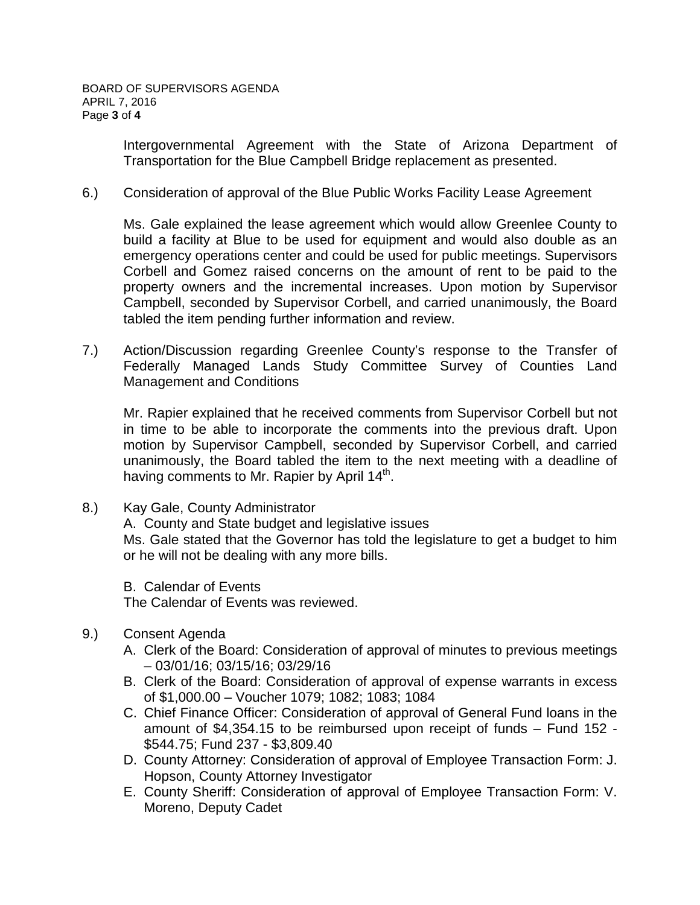Intergovernmental Agreement with the State of Arizona Department of Transportation for the Blue Campbell Bridge replacement as presented.

6.) Consideration of approval of the Blue Public Works Facility Lease Agreement

Ms. Gale explained the lease agreement which would allow Greenlee County to build a facility at Blue to be used for equipment and would also double as an emergency operations center and could be used for public meetings. Supervisors Corbell and Gomez raised concerns on the amount of rent to be paid to the property owners and the incremental increases. Upon motion by Supervisor Campbell, seconded by Supervisor Corbell, and carried unanimously, the Board tabled the item pending further information and review.

7.) Action/Discussion regarding Greenlee County's response to the Transfer of Federally Managed Lands Study Committee Survey of Counties Land Management and Conditions

Mr. Rapier explained that he received comments from Supervisor Corbell but not in time to be able to incorporate the comments into the previous draft. Upon motion by Supervisor Campbell, seconded by Supervisor Corbell, and carried unanimously, the Board tabled the item to the next meeting with a deadline of having comments to Mr. Rapier by April 14th.

8.) Kay Gale, County Administrator

A. County and State budget and legislative issues

Ms. Gale stated that the Governor has told the legislature to get a budget to him or he will not be dealing with any more bills.

B. Calendar of Events

The Calendar of Events was reviewed.

9.) Consent Agenda

A. Clerk of the Board: Consideration of approval of minutes to previous meetings – 03/01/16; 03/15/16; 03/29/16
B. Clerk of the Board: Consideration of approval of expense warrants in excess of $1,000.00 – Voucher 1079; 1082; 1083; 1084
C. Chief Finance Officer: Consideration of approval of General Fund loans in the amount of $4,354.15 to be reimbursed upon receipt of funds – Fund 152 - $544.75; Fund 237 - $3,809.40
D. County Attorney: Consideration of approval of Employee Transaction Form: J. Hopson, County Attorney Investigator
E. County Sheriff: Consideration of approval of Employee Transaction Form: V. Moreno, Deputy Cadet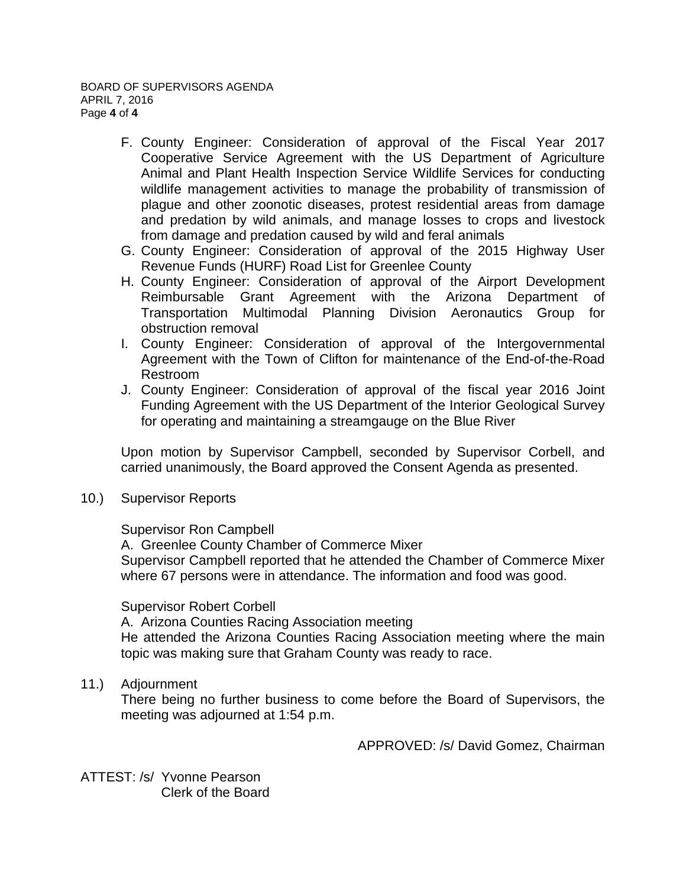F. County Engineer: Consideration of approval of the Fiscal Year 2017 Cooperative Service Agreement with the US Department of Agriculture Animal and Plant Health Inspection Service Wildlife Services for conducting wildlife management activities to manage the probability of transmission of plague and other zoonotic diseases, protest residential areas from damage and predation by wild animals, and manage losses to crops and livestock from damage and predation caused by wild and feral animals
G. County Engineer: Consideration of approval of the 2015 Highway User Revenue Funds (HURF) Road List for Greenlee County
H. County Engineer: Consideration of approval of the Airport Development Reimbursable Grant Agreement with the Arizona Department of Transportation Multimodal Planning Division Aeronautics Group for obstruction removal
I. County Engineer: Consideration of approval of the Intergovernmental Agreement with the Town of Clifton for maintenance of the End-of-the-Road Restroom
J. County Engineer: Consideration of approval of the fiscal year 2016 Joint Funding Agreement with the US Department of the Interior Geological Survey for operating and maintaining a streamgauge on the Blue River

Upon motion by Supervisor Campbell, seconded by Supervisor Corbell, and carried unanimously, the Board approved the Consent Agenda as presented.

10.) Supervisor Reports

Supervisor Ron Campbell

A. Greenlee County Chamber of Commerce Mixer

Supervisor Campbell reported that he attended the Chamber of Commerce Mixer where 67 persons were in attendance. The information and food was good.

Supervisor Robert Corbell

A. Arizona Counties Racing Association meeting

He attended the Arizona Counties Racing Association meeting where the main topic was making sure that Graham County was ready to race.

11.) Adjournment

There being no further business to come before the Board of Supervisors, the meeting was adjourned at 1:54 p.m.

APPROVED: /s/ David Gomez, Chairman

ATTEST: /s/ Yvonne Pearson
Clerk of the Board